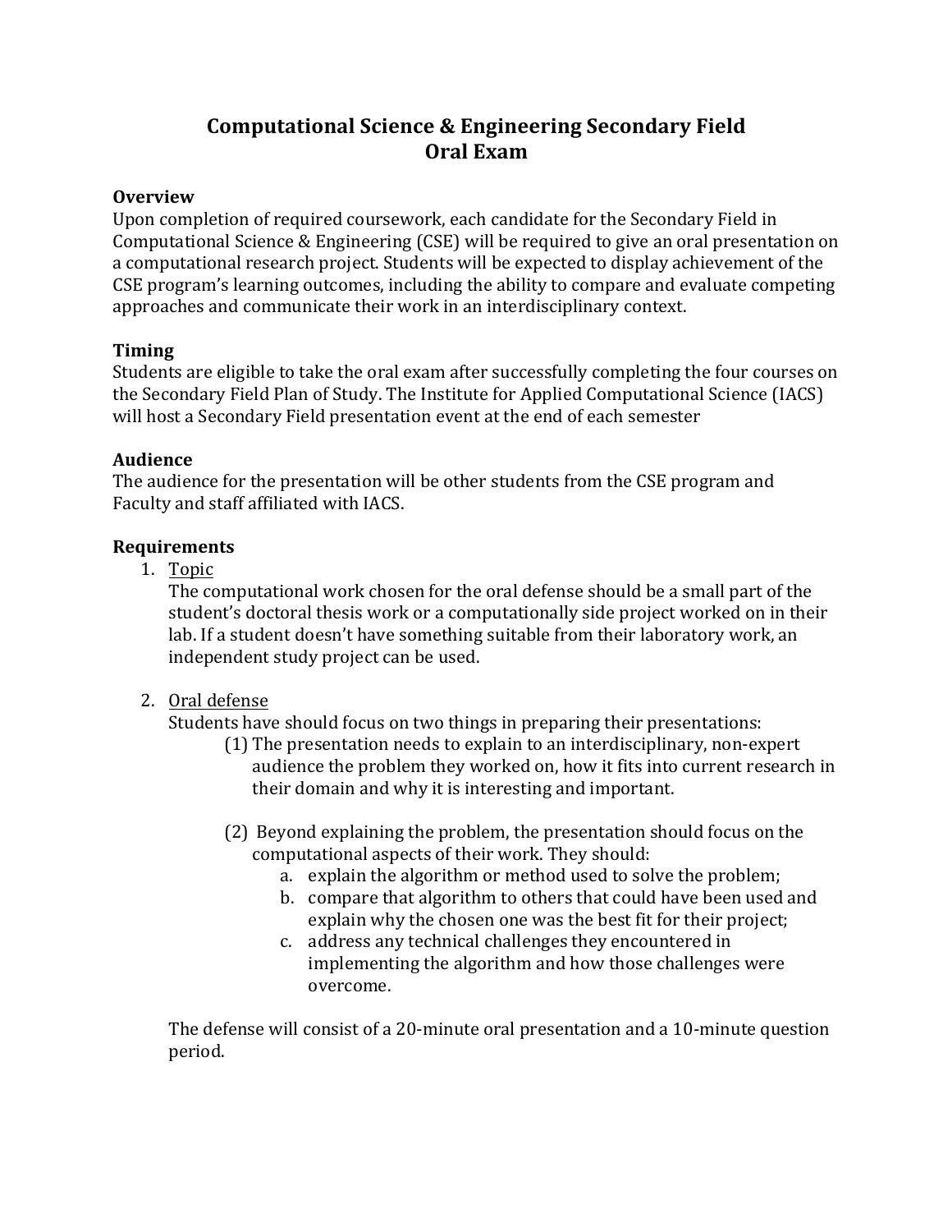# Computational Science & Engineering Secondary Field
# Oral Exam

**Overview**

Upon completion of required coursework, each candidate for the Secondary Field in Computational Science & Engineering (CSE) will be required to give an oral presentation on a computational research project. Students will be expected to display achievement of the CSE program's learning outcomes, including the ability to compare and evaluate competing approaches and communicate their work in an interdisciplinary context.

**Timing**

Students are eligible to take the oral exam after successfully completing the four courses on the Secondary Field Plan of Study. The Institute for Applied Computational Science (IACS) will host a Secondary Field presentation event at the end of each semester

**Audience**

The audience for the presentation will be other students from the CSE program and Faculty and staff affiliated with IACS.

**Requirements**

1. <u>Topic</u>
   The computational work chosen for the oral defense should be a small part of the student's doctoral thesis work or a computationally side project worked on in their lab. If a student doesn't have something suitable from their laboratory work, an independent study project can be used.

2. <u>Oral defense</u>
   Students have should focus on two things in preparing their presentations:
   (1) The presentation needs to explain to an interdisciplinary, non-expert audience the problem they worked on, how it fits into current research in their domain and why it is interesting and important.

   (2) Beyond explaining the problem, the presentation should focus on the computational aspects of their work. They should:
      a. explain the algorithm or method used to solve the problem;
      b. compare that algorithm to others that could have been used and explain why the chosen one was the best fit for their project;
      c. address any technical challenges they encountered in implementing the algorithm and how those challenges were overcome.

   The defense will consist of a 20-minute oral presentation and a 10-minute question period.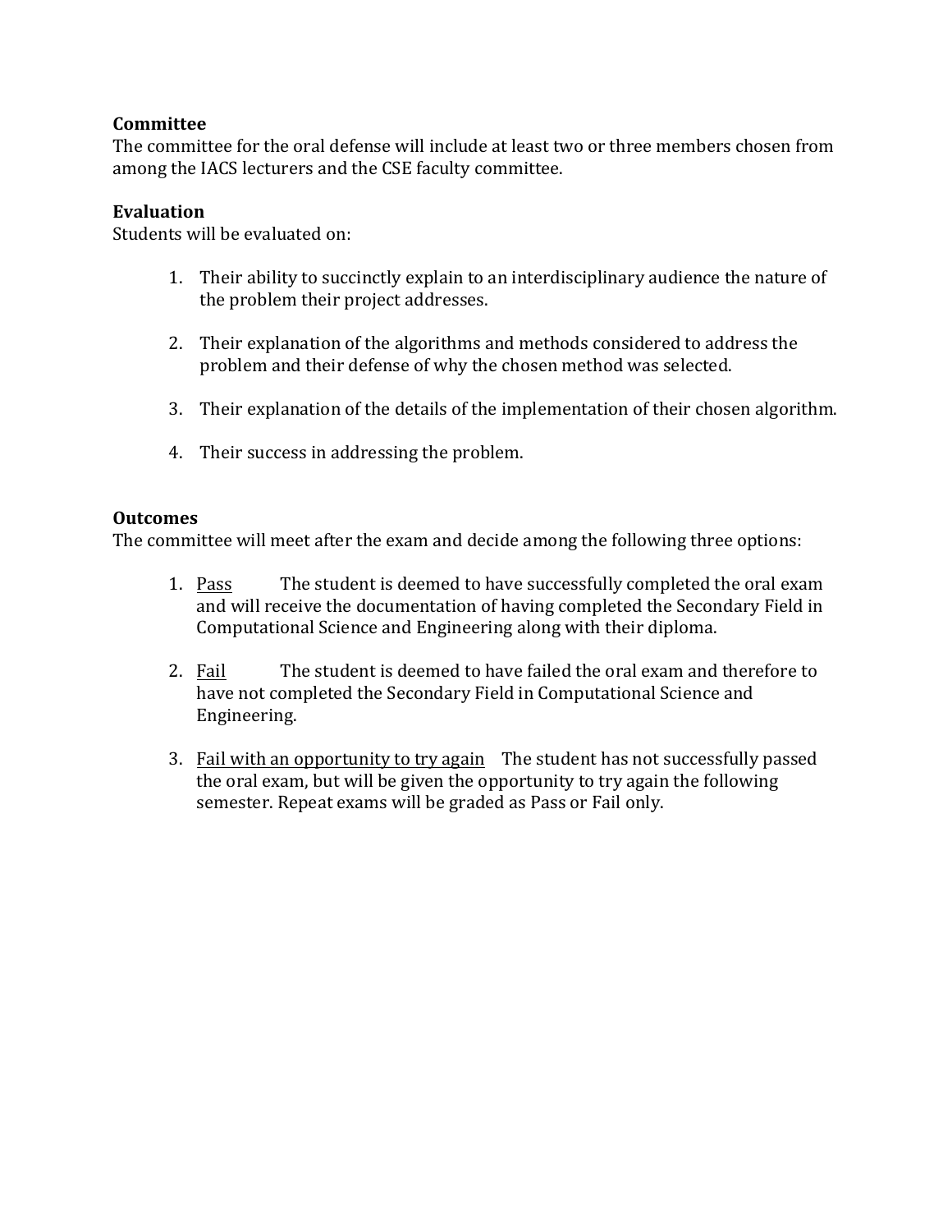**Committee**
The committee for the oral defense will include at least two or three members chosen from among the IACS lecturers and the CSE faculty committee.

**Evaluation**
Students will be evaluated on:

1. Their ability to succinctly explain to an interdisciplinary audience the nature of the problem their project addresses.

2. Their explanation of the algorithms and methods considered to address the problem and their defense of why the chosen method was selected.

3. Their explanation of the details of the implementation of their chosen algorithm.

4. Their success in addressing the problem.

**Outcomes**
The committee will meet after the exam and decide among the following three options:

1. <u>Pass</u> The student is deemed to have successfully completed the oral exam and will receive the documentation of having completed the Secondary Field in Computational Science and Engineering along with their diploma.

2. <u>Fail</u> The student is deemed to have failed the oral exam and therefore to have not completed the Secondary Field in Computational Science and Engineering.

3. <u>Fail with an opportunity to try again</u> The student has not successfully passed the oral exam, but will be given the opportunity to try again the following semester. Repeat exams will be graded as Pass or Fail only.